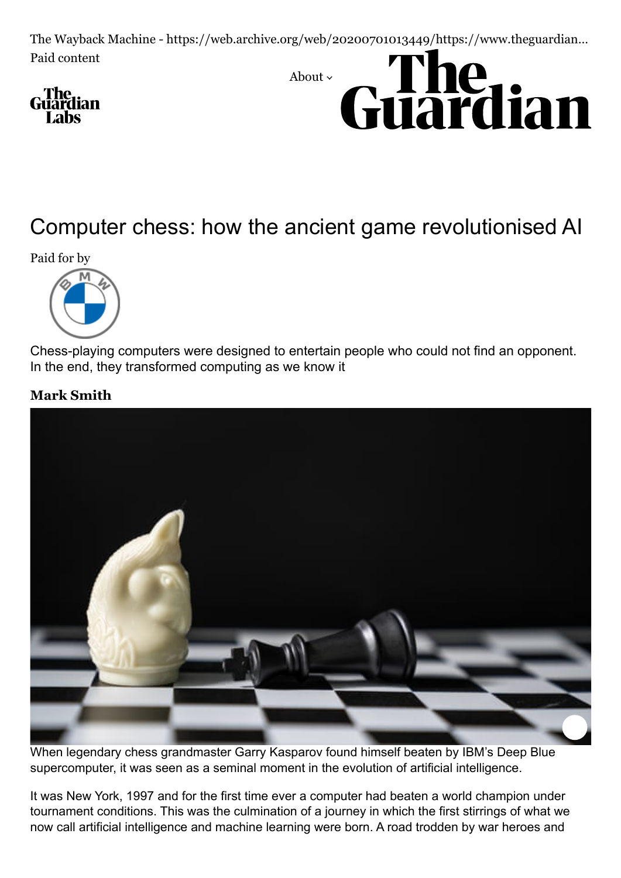Paid content

About

# Computer chess: how the ancient game revolutionised AI

Paid for by

Chess-playing computers were designed to entertain people who could not find an opponent. In the end, they transformed computing as we know it

**Mark Smith**

When legendary chess grandmaster Garry Kasparov found himself beaten by IBM's Deep Blue supercomputer, it was seen as a seminal moment in the evolution of artificial intelligence.

It was New York, 1997 and for the first time ever a computer had beaten a world champion under tournament conditions. This was the culmination of a journey in which the first stirrings of what we now call artificial intelligence and machine learning were born. A road trodden by war heroes and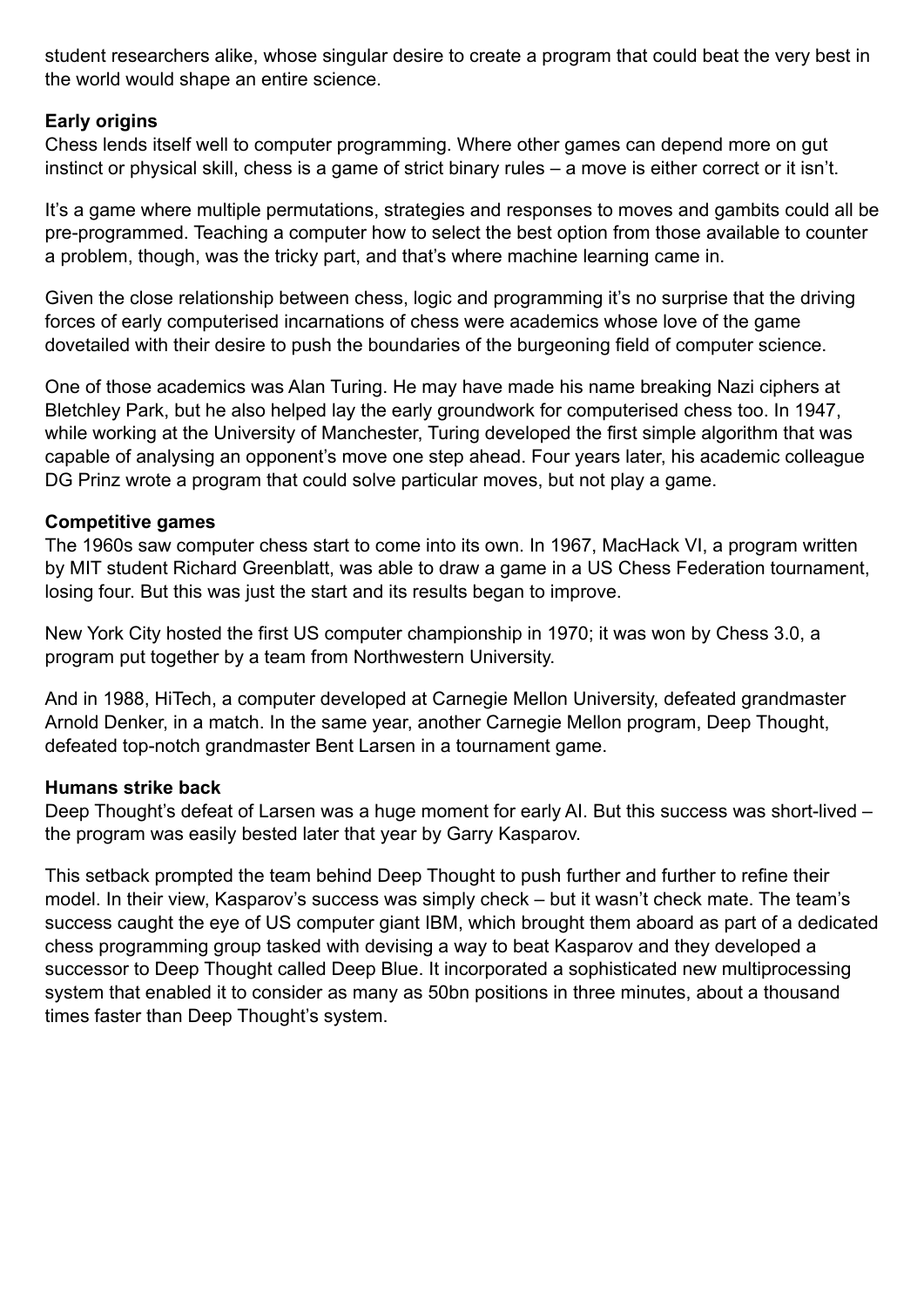student researchers alike, whose singular desire to create a program that could beat the very best in the world would shape an entire science.

**Early origins**

Chess lends itself well to computer programming. Where other games can depend more on gut instinct or physical skill, chess is a game of strict binary rules – a move is either correct or it isn't.

It's a game where multiple permutations, strategies and responses to moves and gambits could all be pre-programmed. Teaching a computer how to select the best option from those available to counter a problem, though, was the tricky part, and that's where machine learning came in.

Given the close relationship between chess, logic and programming it's no surprise that the driving forces of early computerised incarnations of chess were academics whose love of the game dovetailed with their desire to push the boundaries of the burgeoning field of computer science.

One of those academics was Alan Turing. He may have made his name breaking Nazi ciphers at Bletchley Park, but he also helped lay the early groundwork for computerised chess too. In 1947, while working at the University of Manchester, Turing developed the first simple algorithm that was capable of analysing an opponent's move one step ahead. Four years later, his academic colleague DG Prinz wrote a program that could solve particular moves, but not play a game.

**Competitive games**

The 1960s saw computer chess start to come into its own. In 1967, MacHack VI, a program written by MIT student Richard Greenblatt, was able to draw a game in a US Chess Federation tournament, losing four. But this was just the start and its results began to improve.

New York City hosted the first US computer championship in 1970; it was won by Chess 3.0, a program put together by a team from Northwestern University.

And in 1988, HiTech, a computer developed at Carnegie Mellon University, defeated grandmaster Arnold Denker, in a match. In the same year, another Carnegie Mellon program, Deep Thought, defeated top-notch grandmaster Bent Larsen in a tournament game.

**Humans strike back**

Deep Thought's defeat of Larsen was a huge moment for early AI. But this success was short-lived – the program was easily bested later that year by Garry Kasparov.

This setback prompted the team behind Deep Thought to push further and further to refine their model. In their view, Kasparov's success was simply check – but it wasn't check mate. The team's success caught the eye of US computer giant IBM, which brought them aboard as part of a dedicated chess programming group tasked with devising a way to beat Kasparov and they developed a successor to Deep Thought called Deep Blue. It incorporated a sophisticated new multiprocessing system that enabled it to consider as many as 50bn positions in three minutes, about a thousand times faster than Deep Thought's system.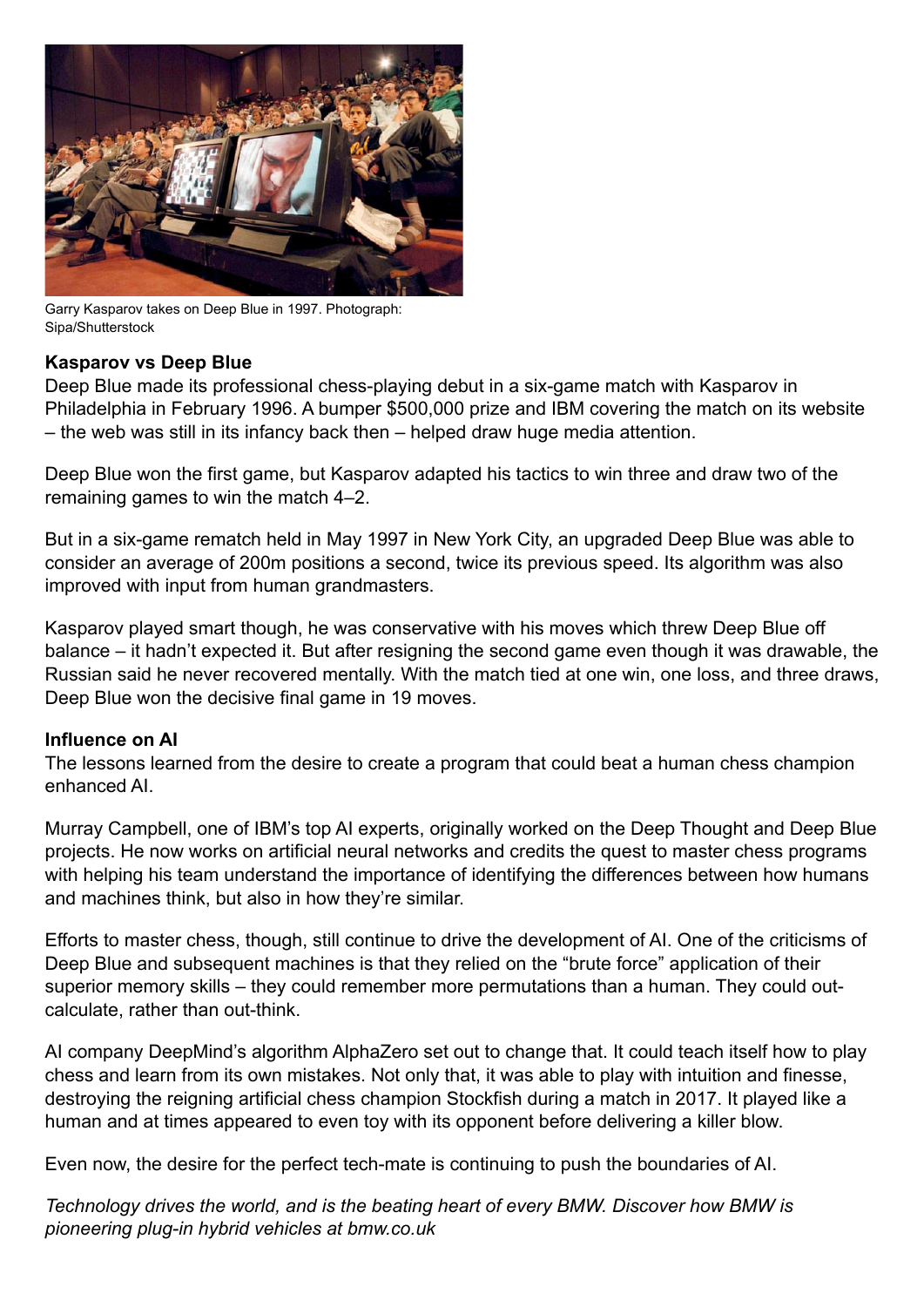Garry Kasparov takes on Deep Blue in 1997. Photograph: Sipa/Shutterstock

**Kasparov vs Deep Blue**

Deep Blue made its professional chess-playing debut in a six-game match with Kasparov in Philadelphia in February 1996. A bumper $500,000 prize and IBM covering the match on its website – the web was still in its infancy back then – helped draw huge media attention.

Deep Blue won the first game, but Kasparov adapted his tactics to win three and draw two of the remaining games to win the match 4–2.

But in a six-game rematch held in May 1997 in New York City, an upgraded Deep Blue was able to consider an average of 200m positions a second, twice its previous speed. Its algorithm was also improved with input from human grandmasters.

Kasparov played smart though, he was conservative with his moves which threw Deep Blue off balance – it hadn't expected it. But after resigning the second game even though it was drawable, the Russian said he never recovered mentally. With the match tied at one win, one loss, and three draws, Deep Blue won the decisive final game in 19 moves.

**Influence on AI**

The lessons learned from the desire to create a program that could beat a human chess champion enhanced AI.

Murray Campbell, one of IBM's top AI experts, originally worked on the Deep Thought and Deep Blue projects. He now works on artificial neural networks and credits the quest to master chess programs with helping his team understand the importance of identifying the differences between how humans and machines think, but also in how they're similar.

Efforts to master chess, though, still continue to drive the development of AI. One of the criticisms of Deep Blue and subsequent machines is that they relied on the "brute force" application of their superior memory skills – they could remember more permutations than a human. They could out-calculate, rather than out-think.

AI company DeepMind's algorithm AlphaZero set out to change that. It could teach itself how to play chess and learn from its own mistakes. Not only that, it was able to play with intuition and finesse, destroying the reigning artificial chess champion Stockfish during a match in 2017. It played like a human and at times appeared to even toy with its opponent before delivering a killer blow.

Even now, the desire for the perfect tech-mate is continuing to push the boundaries of AI.

*Technology drives the world, and is the beating heart of every BMW. Discover how BMW is pioneering plug-in hybrid vehicles at bmw.co.uk*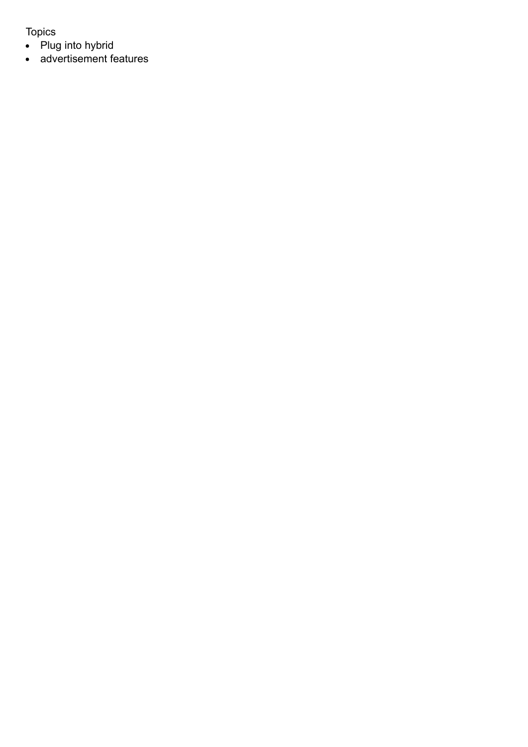Topics

- Plug into hybrid
- advertisement features